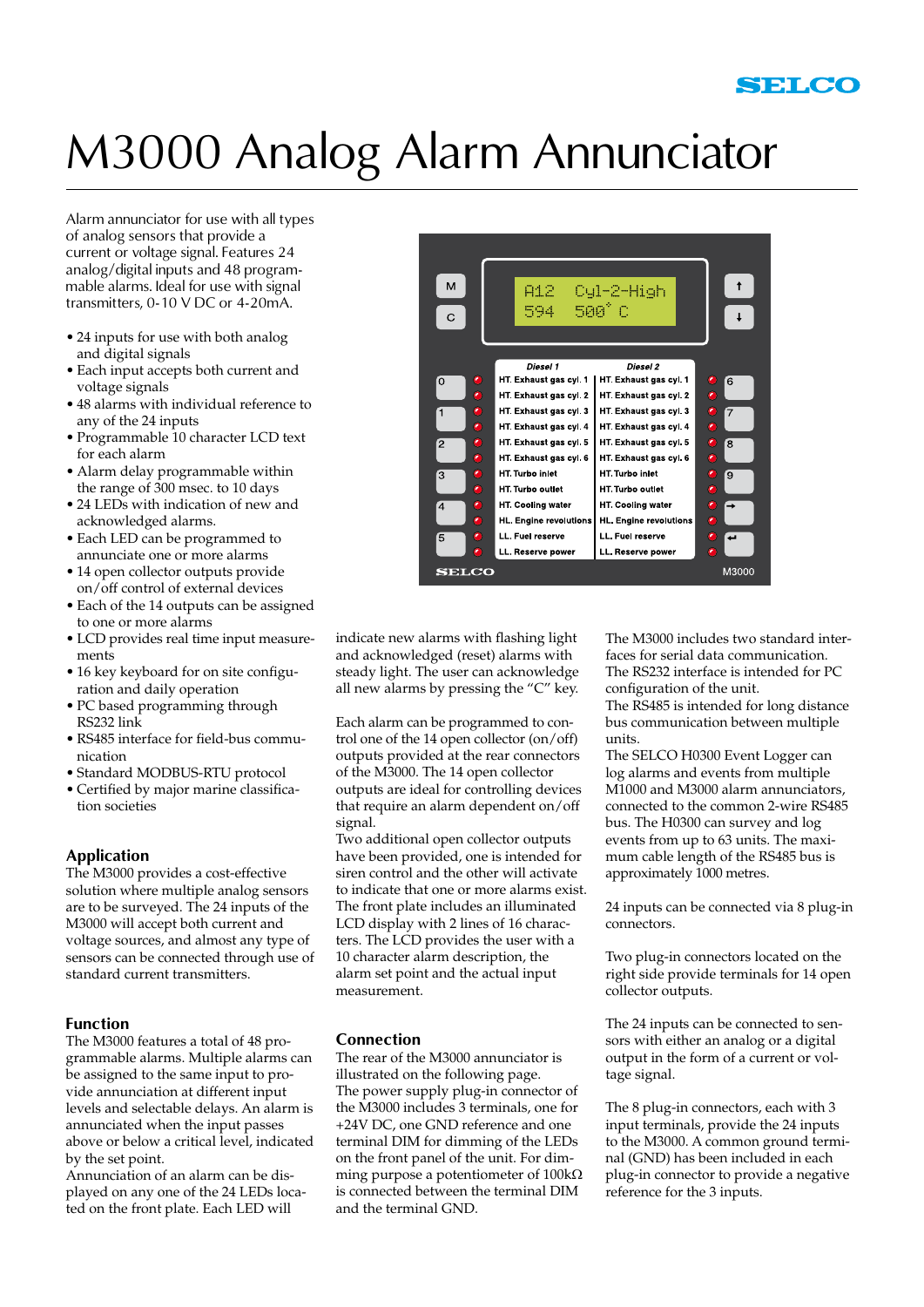# M3000 Analog Alarm Annunciator

Alarm annunciator for use with all types of analog sensors that provide a current or voltage signal. Features 24 analog/digital inputs and 48 programmable alarms. Ideal for use with signal transmitters, 0-10 V DC or 4-20mA.

- 24 inputs for use with both analog and digital signals
- Each input accepts both current and voltage signals
- 48 alarms with individual reference to any of the 24 inputs
- Programmable 10 character LCD text for each alarm
- Alarm delay programmable within the range of 300 msec. to 10 days
- 24 LEDs with indication of new and acknowledged alarms.
- Each LED can be programmed to annunciate one or more alarms
- 14 open collector outputs provide on/off control of external devices
- Each of the 14 outputs can be assigned to one or more alarms
- LCD provides real time input measurements
- 16 key keyboard for on site configuration and daily operation
- PC based programming through RS232 link
- RS485 interface for field-bus communication
- Standard MODBUS-RTU protocol
- Certified by major marine classification societies

## Application

The M3000 provides a cost-effective solution where multiple analog sensors are to be surveyed. The 24 inputs of the M3000 will accept both current and voltage sources, and almost any type of sensors can be connected through use of standard current transmitters.

## Function

The M3000 features a total of 48 programmable alarms. Multiple alarms can be assigned to the same input to provide annunciation at different input levels and selectable delays. An alarm is annunciated when the input passes above or below a critical level, indicated by the set point.
Annunciation of an alarm can be displayed on any one of the 24 LEDs located on the front plate. Each LED will indicate new alarms with flashing light and acknowledged (reset) alarms with steady light. The user can acknowledge all new alarms by pressing the "C" key.

Each alarm can be programmed to control one of the 14 open collector (on/off) outputs provided at the rear connectors of the M3000. The 14 open collector outputs are ideal for controlling devices that require an alarm dependent on/off signal.
Two additional open collector outputs have been provided, one is intended for siren control and the other will activate to indicate that one or more alarms exist.
The front plate includes an illuminated LCD display with 2 lines of 16 characters. The LCD provides the user with a 10 character alarm description, the alarm set point and the actual input measurement.

## Connection

The rear of the M3000 annunciator is illustrated on the following page.
The power supply plug-in connector of the M3000 includes 3 terminals, one for +24V DC, one GND reference and one terminal DIM for dimming of the LEDs on the front panel of the unit. For dimming purpose a potentiometer of 100kΩ is connected between the terminal DIM and the terminal GND.

The M3000 includes two standard interfaces for serial data communication. The RS232 interface is intended for PC configuration of the unit.
The RS485 is intended for long distance bus communication between multiple units.
The SELCO H0300 Event Logger can log alarms and events from multiple M1000 and M3000 alarm annunciators, connected to the common 2-wire RS485 bus. The H0300 can survey and log events from up to 63 units. The maximum cable length of the RS485 bus is approximately 1000 metres.

24 inputs can be connected via 8 plug-in connectors.

Two plug-in connectors located on the right side provide terminals for 14 open collector outputs.

The 24 inputs can be connected to sensors with either an analog or a digital output in the form of a current or voltage signal.

The 8 plug-in connectors, each with 3 input terminals, provide the 24 inputs to the M3000. A common ground terminal (GND) has been included in each plug-in connector to provide a negative reference for the 3 inputs.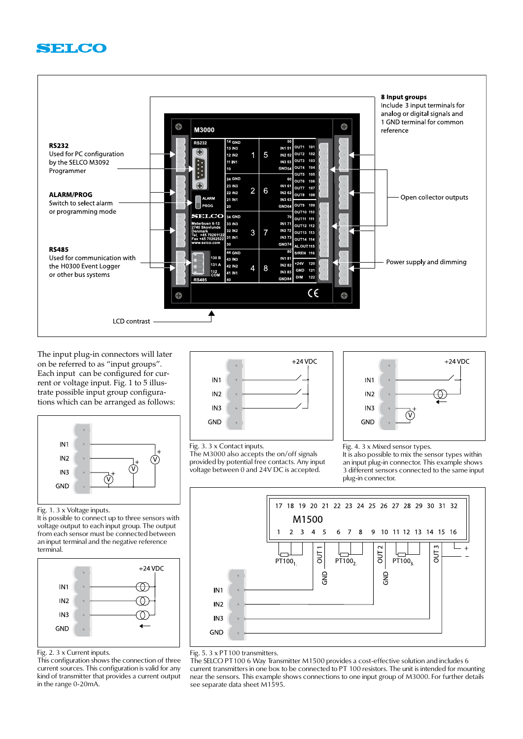**RS232**
Used for PC configuration by the SELCO M3092 Programmer

**ALARM/PROG**
Switch to select alarm or programming mode

**RS485**
Used for communication with the H0300 Event Logger or other bus systems

LCD contrast

**8 Input groups**
Include 3 input terminals for analog or digital signals and 1 GND terminal for common reference

Open collector outputs

Power supply and dimming

The input plug-in connectors will later on be referred to as "input groups". Each input can be configured for current or voltage input. Fig. 1 to 5 illustrate possible input group configurations which can be arranged as follows:

Fig. 1. 3 x Voltage inputs.
It is possible to connect up to three sensors with voltage output to each input group. The output from each sensor must be connected between an input terminal and the negative reference terminal.

Fig. 2. 3 x Current inputs.
This configuration shows the connection of three current sources. This configuration is valid for any kind of transmitter that provides a current output in the range 0-20mA.

Fig. 3. 3 x Contact inputs.
The M3000 also accepts the on/off signals provided by potential free contacts. Any input voltage between 0 and 24V DC is accepted.

Fig. 4. 3 x Mixed sensor types.
It is also possible to mix the sensor types within an input plug-in connector. This example shows 3 different sensors connected to the same input plug-in connector.

Fig. 5. 3 x PT100 transmitters.
The SELCO PT100 6 Way Transmitter M1500 provides a cost-effective solution and includes 6 current transmitters in one box to be connected to PT 100 resistors. The unit is intended for mounting near the sensors. This example shows connections to one input group of M3000. For further details see separate data sheet M1595.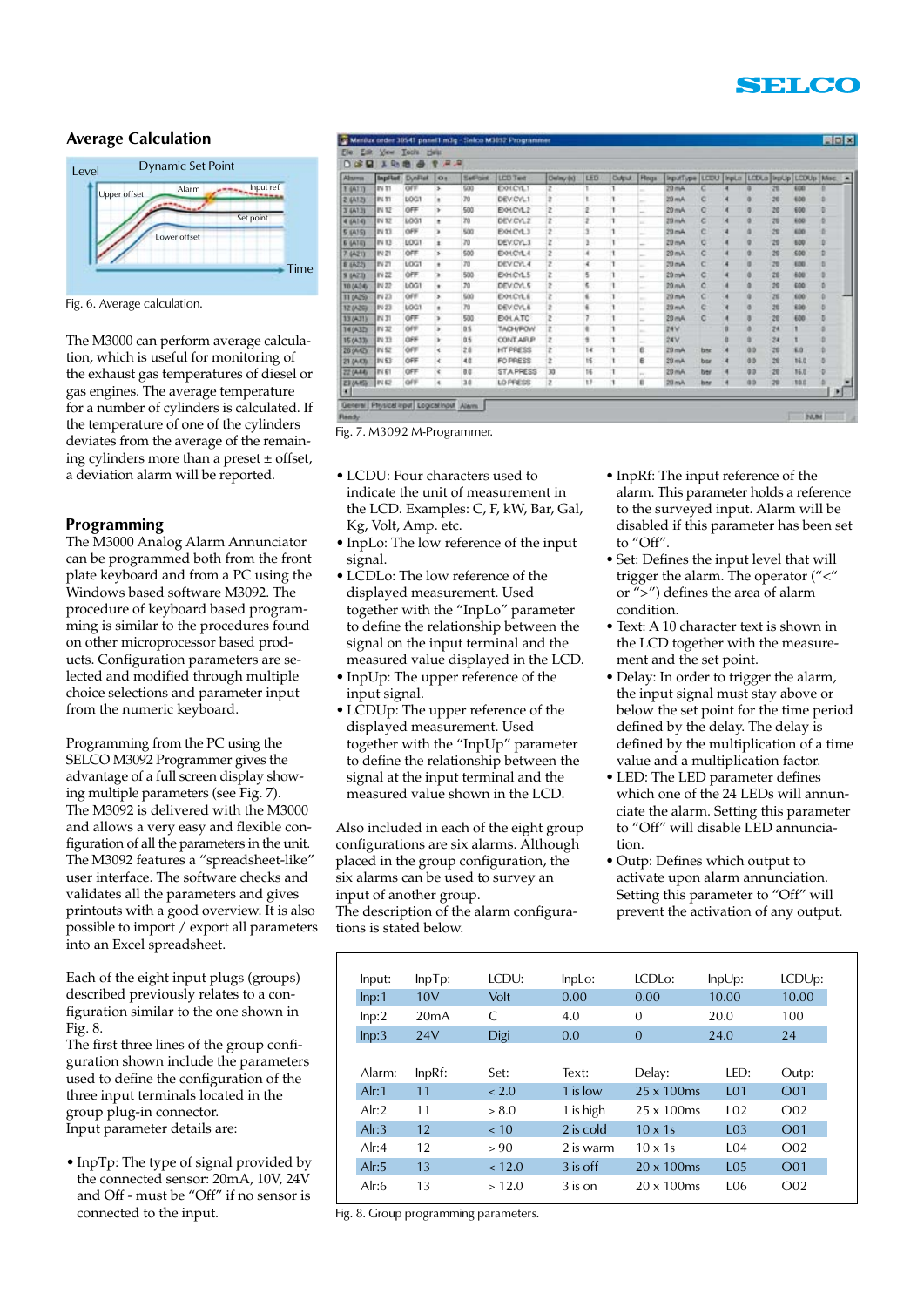## Average Calculation

Fig. 6. Average calculation.

The M3000 can perform average calculation, which is useful for monitoring of the exhaust gas temperatures of diesel or gas engines. The average temperature for a number of cylinders is calculated. If the temperature of one of the cylinders deviates from the average of the remaining cylinders more than a preset ± offset, a deviation alarm will be reported.

## Programming

The M3000 Analog Alarm Annunciator can be programmed both from the front plate keyboard and from a PC using the Windows based software M3092. The procedure of keyboard based programming is similar to the procedures found on other microprocessor based products. Configuration parameters are selected and modified through multiple choice selections and parameter input from the numeric keyboard.

Programming from the PC using the SELCO M3092 Programmer gives the advantage of a full screen display showing multiple parameters (see Fig. 7). The M3092 is delivered with the M3000 and allows a very easy and flexible configuration of all the parameters in the unit. The M3092 features a "spreadsheet-like" user interface. The software checks and validates all the parameters and gives printouts with a good overview. It is also possible to import / export all parameters into an Excel spreadsheet.

Each of the eight input plugs (groups) described previously relates to a configuration similar to the one shown in Fig. 8.
The first three lines of the group configuration shown include the parameters used to define the configuration of the three input terminals located in the group plug-in connector.
Input parameter details are:

- InpTp: The type of signal provided by the connected sensor: 20mA, 10V, 24V and Off - must be "Off" if no sensor is connected to the input.

Fig. 7. M3092 M-Programmer.

- LCDU: Four characters used to indicate the unit of measurement in the LCD. Examples: C, F, kW, Bar, Gal, Kg, Volt, Amp. etc.
- InpLo: The low reference of the input signal.
- LCDLo: The low reference of the displayed measurement. Used together with the "InpLo" parameter to define the relationship between the signal on the input terminal and the measured value displayed in the LCD.
- InpUp: The upper reference of the input signal.
- LCDUp: The upper reference of the displayed measurement. Used together with the "InpUp" parameter to define the relationship between the signal at the input terminal and the measured value shown in the LCD.

Also included in each of the eight group configurations are six alarms. Although placed in the group configuration, the six alarms can be used to survey an input of another group.
The description of the alarm configurations is stated below.

- InpRf: The input reference of the alarm. This parameter holds a reference to the surveyed input. Alarm will be disabled if this parameter has been set to "Off".
- Set: Defines the input level that will trigger the alarm. The operator ("<" or ">") defines the area of alarm condition.
- Text: A 10 character text is shown in the LCD together with the measurement and the set point.
- Delay: In order to trigger the alarm, the input signal must stay above or below the set point for the time period defined by the delay. The delay is defined by the multiplication of a time value and a multiplication factor.
- LED: The LED parameter defines which one of the 24 LEDs will annunciate the alarm. Setting this parameter to "Off" will disable LED annunciation.
- Outp: Defines which output to activate upon alarm annunciation. Setting this parameter to "Off" will prevent the activation of any output.

| Input: | InpTp: | LCDU: | InpLo: | LCDLo: | InpUp: | LCDUp: |
|---|---|---|---|---|---|---|
| Inp:1 | 10V | Volt | 0.00 | 0.00 | 10.00 | 10.00 |
| Inp:2 | 20mA | C | 4.0 | 0 | 20.0 | 100 |
| Inp:3 | 24V | Digi | 0.0 | 0 | 24.0 | 24 |

| Alarm: | InpRf: | Set: | Text: | Delay: | LED: | Outp: |
|---|---|---|---|---|---|---|
| Alr:1 | 11 | < 2.0 | 1 is low | 25 x 100ms | L01 | O01 |
| Alr:2 | 11 | > 8.0 | 1 is high | 25 x 100ms | L02 | O02 |
| Alr:3 | 12 | < 10 | 2 is cold | 10 x 1s | L03 | O01 |
| Alr:4 | 12 | > 90 | 2 is warm | 10 x 1s | L04 | O02 |
| Alr:5 | 13 | < 12.0 | 3 is off | 20 x 100ms | L05 | O01 |
| Alr:6 | 13 | > 12.0 | 3 is on | 20 x 100ms | L06 | O02 |

Fig. 8. Group programming parameters.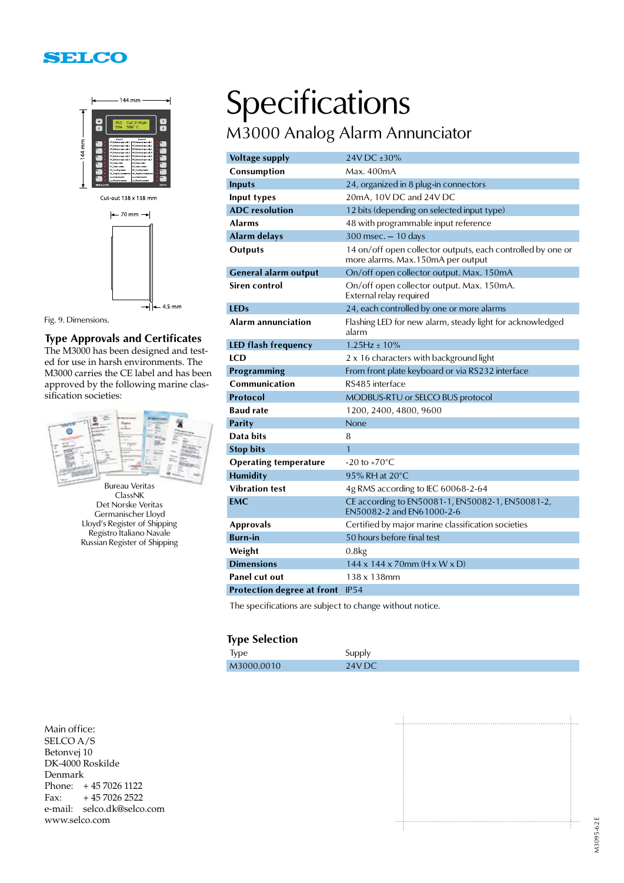SELCO

144 mm

144 mm

Cut-out 138 x 138 mm

70 mm

4.5 mm

Fig. 9. Dimensions.

## Type Approvals and Certificates

The M3000 has been designed and tested for use in harsh environments. The M3000 carries the CE label and has been approved by the following marine classification societies:

Bureau Veritas
ClassNK
Det Norske Veritas
Germanischer Lloyd
Lloyd's Register of Shipping
Registro Italiano Navale
Russian Register of Shipping

# Specifications

## M3000 Analog Alarm Annunciator

| | |
|---|---|
| **Voltage supply** | 24V DC ±30% |
| **Consumption** | Max. 400mA |
| **Inputs** | 24, organized in 8 plug-in connectors |
| **Input types** | 20mA, 10V DC and 24V DC |
| **ADC resolution** | 12 bits (depending on selected input type) |
| **Alarms** | 48 with programmable input reference |
| **Alarm delays** | 300 msec. – 10 days |
| **Outputs** | 14 on/off open collector outputs, each controlled by one or more alarms. Max. 150mA per output |
| **General alarm output** | On/off open collector output. Max. 150mA |
| **Siren control** | On/off open collector output. Max. 150mA. External relay required |
| **LEDs** | 24, each controlled by one or more alarms |
| **Alarm annunciation** | Flashing LED for new alarm, steady light for acknowledged alarm |
| **LED flash frequency** | 1.25Hz ± 10% |
| **LCD** | 2 x 16 characters with background light |
| **Programming** | From front plate keyboard or via RS232 interface |
| **Communication** | RS485 interface |
| **Protocol** | MODBUS-RTU or SELCO BUS protocol |
| **Baud rate** | 1200, 2400, 4800, 9600 |
| **Parity** | None |
| **Data bits** | 8 |
| **Stop bits** | 1 |
| **Operating temperature** | -20 to +70°C |
| **Humidity** | 95% RH at 20°C |
| **Vibration test** | 4g RMS according to IEC 60068-2-64 |
| **EMC** | CE according to EN50081-1, EN50082-1, EN50081-2, EN50082-2 and EN61000-2-6 |
| **Approvals** | Certified by major marine classification societies |
| **Burn-in** | 50 hours before final test |
| **Weight** | 0.8kg |
| **Dimensions** | 144 x 144 x 70mm (H x W x D) |
| **Panel cut out** | 138 x 138mm |
| **Protection degree at front** | IP54 |

The specifications are subject to change without notice.

## Type Selection

| Type | Supply |
|---|---|
| M3000.0010 | 24V DC |

Main office:
SELCO A/S
Betonvej 10
DK-4000 Roskilde
Denmark
Phone: + 45 7026 1122
Fax: + 45 7026 2522
e-mail: selco.dk@selco.com
www.selco.com

M3095-62E